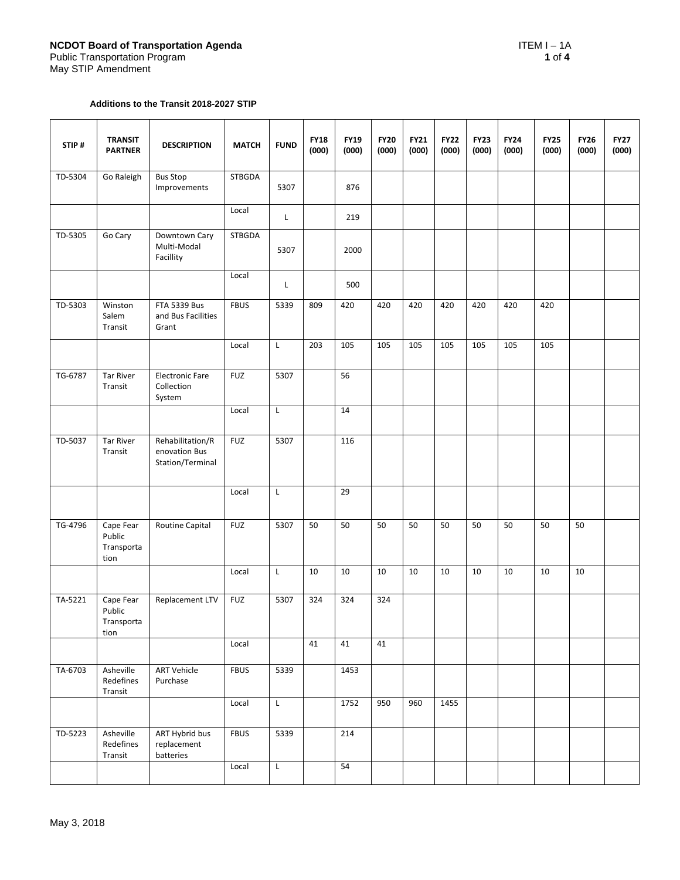**NCDOT Board of Transportation Agenda** ITEM I – 1A

Public Transportation Program

May STIP Amendment

**Additions to the Transit 2018-2027 STIP**

| STIP # | TRANSIT PARTNER | DESCRIPTION | MATCH | FUND | FY18 (000) | FY19 (000) | FY20 (000) | FY21 (000) | FY22 (000) | FY23 (000) | FY24 (000) | FY25 (000) | FY26 (000) | FY27 (000) |
|---|---|---|---|---|---|---|---|---|---|---|---|---|---|---|
| TD-5304 | Go Raleigh | Bus Stop Improvements | STBGDA | 5307 | | 876 | | | | | | | | |
| | | | Local | L | | 219 | | | | | | | | |
| TD-5305 | Go Cary | Downtown Cary Multi-Modal Facillity | STBGDA | 5307 | | 2000 | | | | | | | | |
| | | | Local | L | | 500 | | | | | | | | |
| TD-5303 | Winston Salem Transit | FTA 5339 Bus and Bus Facilities Grant | FBUS | 5339 | 809 | 420 | 420 | 420 | 420 | 420 | 420 | 420 | | |
| | | | Local | L | 203 | 105 | 105 | 105 | 105 | 105 | 105 | 105 | | |
| TG-6787 | Tar River Transit | Electronic Fare Collection System | FUZ | 5307 | | 56 | | | | | | | | |
| | | | Local | L | | 14 | | | | | | | | |
| TD-5037 | Tar River Transit | Rehabilitation/Renovation Bus Station/Terminal | FUZ | 5307 | | 116 | | | | | | | | |
| | | | Local | L | | 29 | | | | | | | | |
| TG-4796 | Cape Fear Public Transportation | Routine Capital | FUZ | 5307 | 50 | 50 | 50 | 50 | 50 | 50 | 50 | 50 | 50 | |
| | | | Local | L | 10 | 10 | 10 | 10 | 10 | 10 | 10 | 10 | 10 | |
| TA-5221 | Cape Fear Public Transportation | Replacement LTV | FUZ | 5307 | 324 | 324 | 324 | | | | | | | |
| | | | Local | | 41 | 41 | 41 | | | | | | | |
| TA-6703 | Asheville Redefines Transit | ART Vehicle Purchase | FBUS | 5339 | | 1453 | | | | | | | | |
| | | | Local | L | | 1752 | 950 | 960 | 1455 | | | | | |
| TD-5223 | Asheville Redefines Transit | ART Hybrid bus replacement batteries | FBUS | 5339 | | 214 | | | | | | | | |
| | | | Local | L | | 54 | | | | | | | | |

May 3, 2018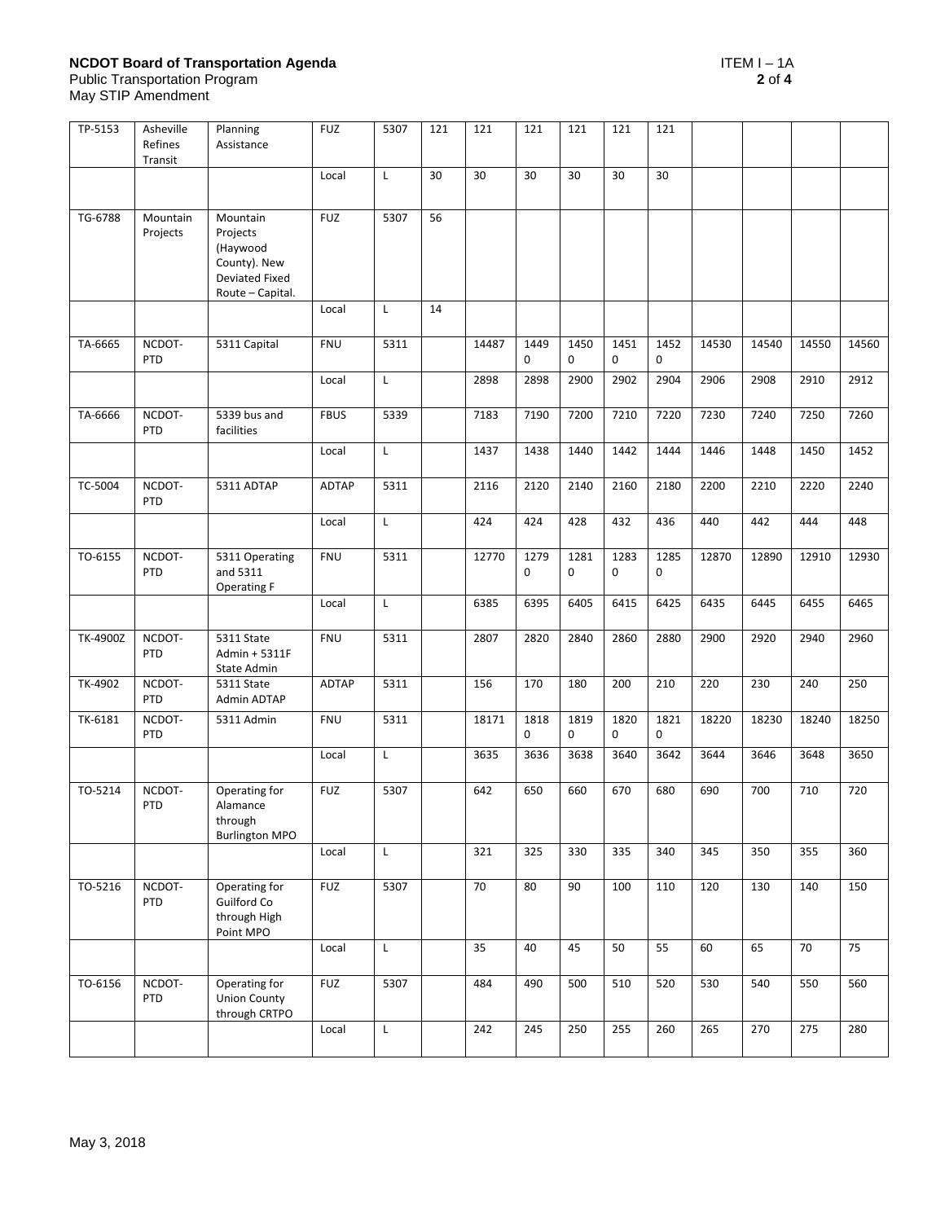| | | | | | | | | | | | | | | |
|---|---|---|---|---|---|---|---|---|---|---|---|---|---|---|
| TP-5153 | Asheville Refines Transit | Planning Assistance | FUZ | 5307 | 121 | 121 | 121 | 121 | 121 | 121 | | | | |
| | | | Local | L | 30 | 30 | 30 | 30 | 30 | 30 | | | | |
| TG-6788 | Mountain Projects | Mountain Projects (Haywood County). New Deviated Fixed Route – Capital. | FUZ | 5307 | 56 | | | | | | | | | |
| | | | Local | L | 14 | | | | | | | | | |
| TA-6665 | NCDOT-PTD | 5311 Capital | FNU | 5311 | | 14487 | 14490 | 14500 | 14510 | 14520 | 14530 | 14540 | 14550 | 14560 |
| | | | Local | L | | 2898 | 2898 | 2900 | 2902 | 2904 | 2906 | 2908 | 2910 | 2912 |
| TA-6666 | NCDOT-PTD | 5339 bus and facilities | FBUS | 5339 | | 7183 | 7190 | 7200 | 7210 | 7220 | 7230 | 7240 | 7250 | 7260 |
| | | | Local | L | | 1437 | 1438 | 1440 | 1442 | 1444 | 1446 | 1448 | 1450 | 1452 |
| TC-5004 | NCDOT-PTD | 5311 ADTAP | ADTAP | 5311 | | 2116 | 2120 | 2140 | 2160 | 2180 | 2200 | 2210 | 2220 | 2240 |
| | | | Local | L | | 424 | 424 | 428 | 432 | 436 | 440 | 442 | 444 | 448 |
| TO-6155 | NCDOT-PTD | 5311 Operating and 5311 Operating F | FNU | 5311 | | 12770 | 12790 | 12810 | 12830 | 12850 | 12870 | 12890 | 12910 | 12930 |
| | | | Local | L | | 6385 | 6395 | 6405 | 6415 | 6425 | 6435 | 6445 | 6455 | 6465 |
| TK-4900Z | NCDOT-PTD | 5311 State Admin + 5311F State Admin | FNU | 5311 | | 2807 | 2820 | 2840 | 2860 | 2880 | 2900 | 2920 | 2940 | 2960 |
| TK-4902 | NCDOT-PTD | 5311 State Admin ADTAP | ADTAP | 5311 | | 156 | 170 | 180 | 200 | 210 | 220 | 230 | 240 | 250 |
| TK-6181 | NCDOT-PTD | 5311 Admin | FNU | 5311 | | 18171 | 18180 | 18190 | 18200 | 18210 | 18220 | 18230 | 18240 | 18250 |
| | | | Local | L | | 3635 | 3636 | 3638 | 3640 | 3642 | 3644 | 3646 | 3648 | 3650 |
| TO-5214 | NCDOT-PTD | Operating for Alamance through Burlington MPO | FUZ | 5307 | | 642 | 650 | 660 | 670 | 680 | 690 | 700 | 710 | 720 |
| | | | Local | L | | 321 | 325 | 330 | 335 | 340 | 345 | 350 | 355 | 360 |
| TO-5216 | NCDOT-PTD | Operating for Guilford Co through High Point MPO | FUZ | 5307 | | 70 | 80 | 90 | 100 | 110 | 120 | 130 | 140 | 150 |
| | | | Local | L | | 35 | 40 | 45 | 50 | 55 | 60 | 65 | 70 | 75 |
| TO-6156 | NCDOT-PTD | Operating for Union County through CRTPO | FUZ | 5307 | | 484 | 490 | 500 | 510 | 520 | 530 | 540 | 550 | 560 |
| | | | Local | L | | 242 | 245 | 250 | 255 | 260 | 265 | 270 | 275 | 280 |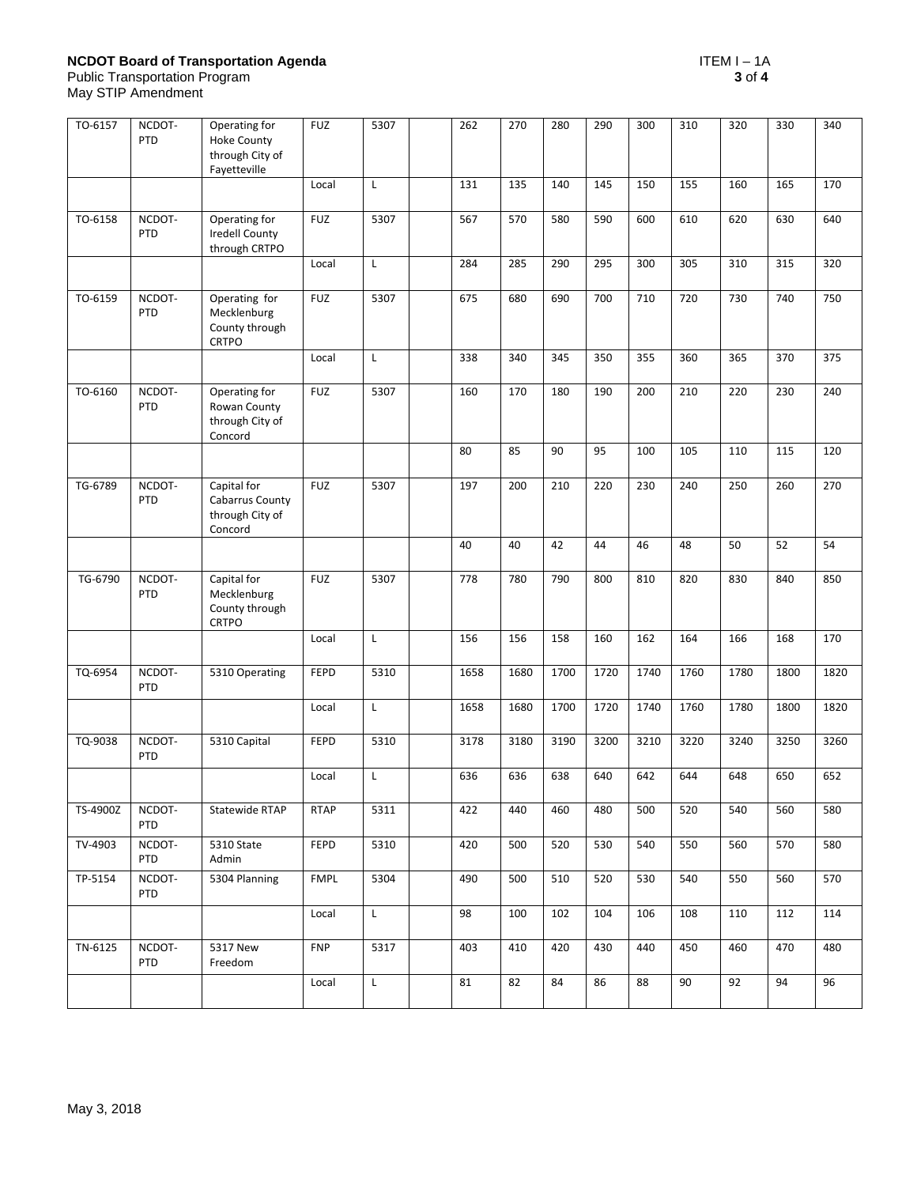| TO-6157 | NCDOT-PTD | Operating for Hoke County through City of Fayetteville | FUZ | 5307 | | 262 | 270 | 280 | 290 | 300 | 310 | 320 | 330 | 340 |
|---|---|---|---|---|---|---|---|---|---|---|---|---|---|---|
| | | | Local | L | | 131 | 135 | 140 | 145 | 150 | 155 | 160 | 165 | 170 |
| TO-6158 | NCDOT-PTD | Operating for Iredell County through CRTPO | FUZ | 5307 | | 567 | 570 | 580 | 590 | 600 | 610 | 620 | 630 | 640 |
| | | | Local | L | | 284 | 285 | 290 | 295 | 300 | 305 | 310 | 315 | 320 |
| TO-6159 | NCDOT-PTD | Operating for Mecklenburg County through CRTPO | FUZ | 5307 | | 675 | 680 | 690 | 700 | 710 | 720 | 730 | 740 | 750 |
| | | | Local | L | | 338 | 340 | 345 | 350 | 355 | 360 | 365 | 370 | 375 |
| TO-6160 | NCDOT-PTD | Operating for Rowan County through City of Concord | FUZ | 5307 | | 160 | 170 | 180 | 190 | 200 | 210 | 220 | 230 | 240 |
| | | | | | | 80 | 85 | 90 | 95 | 100 | 105 | 110 | 115 | 120 |
| TG-6789 | NCDOT-PTD | Capital for Cabarrus County through City of Concord | FUZ | 5307 | | 197 | 200 | 210 | 220 | 230 | 240 | 250 | 260 | 270 |
| | | | | | | 40 | 40 | 42 | 44 | 46 | 48 | 50 | 52 | 54 |
| TG-6790 | NCDOT-PTD | Capital for Mecklenburg County through CRTPO | FUZ | 5307 | | 778 | 780 | 790 | 800 | 810 | 820 | 830 | 840 | 850 |
| | | | Local | L | | 156 | 156 | 158 | 160 | 162 | 164 | 166 | 168 | 170 |
| TQ-6954 | NCDOT-PTD | 5310 Operating | FEPD | 5310 | | 1658 | 1680 | 1700 | 1720 | 1740 | 1760 | 1780 | 1800 | 1820 |
| | | | Local | L | | 1658 | 1680 | 1700 | 1720 | 1740 | 1760 | 1780 | 1800 | 1820 |
| TQ-9038 | NCDOT-PTD | 5310 Capital | FEPD | 5310 | | 3178 | 3180 | 3190 | 3200 | 3210 | 3220 | 3240 | 3250 | 3260 |
| | | | Local | L | | 636 | 636 | 638 | 640 | 642 | 644 | 648 | 650 | 652 |
| TS-4900Z | NCDOT-PTD | Statewide RTAP | RTAP | 5311 | | 422 | 440 | 460 | 480 | 500 | 520 | 540 | 560 | 580 |
| TV-4903 | NCDOT-PTD | 5310 State Admin | FEPD | 5310 | | 420 | 500 | 520 | 530 | 540 | 550 | 560 | 570 | 580 |
| TP-5154 | NCDOT-PTD | 5304 Planning | FMPL | 5304 | | 490 | 500 | 510 | 520 | 530 | 540 | 550 | 560 | 570 |
| | | | Local | L | | 98 | 100 | 102 | 104 | 106 | 108 | 110 | 112 | 114 |
| TN-6125 | NCDOT-PTD | 5317 New Freedom | FNP | 5317 | | 403 | 410 | 420 | 430 | 440 | 450 | 460 | 470 | 480 |
| | | | Local | L | | 81 | 82 | 84 | 86 | 88 | 90 | 92 | 94 | 96 |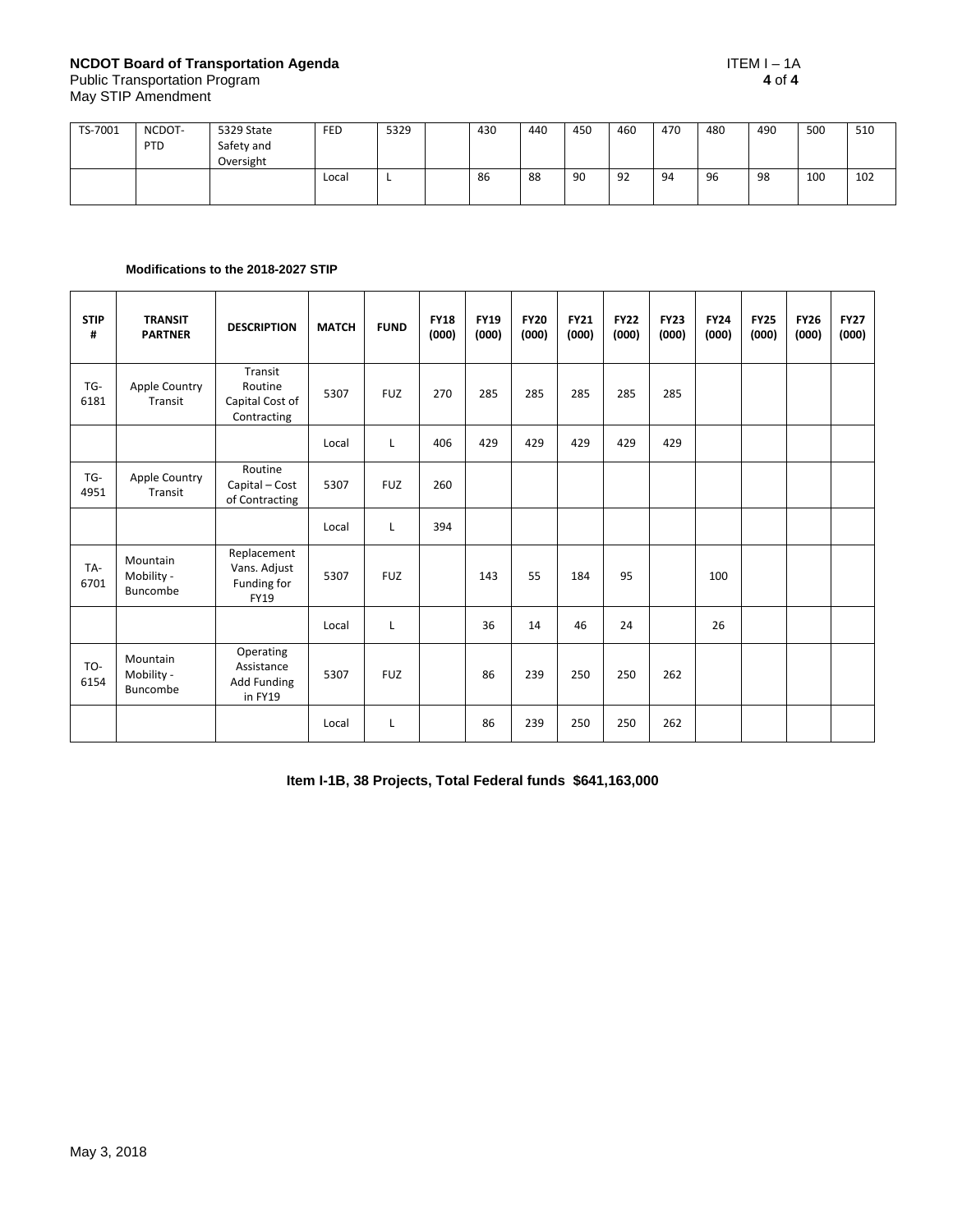| | | | | | | | | | | | | | | |
|---|---|---|---|---|---|---|---|---|---|---|---|---|---|---|
| TS-7001 | NCDOT-PTD | 5329 State Safety and Oversight | FED | 5329 | | 430 | 440 | 450 | 460 | 470 | 480 | 490 | 500 | 510 |
| | | | Local | L | | 86 | 88 | 90 | 92 | 94 | 96 | 98 | 100 | 102 |

**Modifications to the 2018-2027 STIP**

| STIP # | TRANSIT PARTNER | DESCRIPTION | MATCH | FUND | FY18 (000) | FY19 (000) | FY20 (000) | FY21 (000) | FY22 (000) | FY23 (000) | FY24 (000) | FY25 (000) | FY26 (000) | FY27 (000) |
|---|---|---|---|---|---|---|---|---|---|---|---|---|---|---|
| TG-6181 | Apple Country Transit | Transit Routine Capital Cost of Contracting | 5307 | FUZ | 270 | 285 | 285 | 285 | 285 | 285 | | | | |
| | | | Local | L | 406 | 429 | 429 | 429 | 429 | 429 | | | | |
| TG-4951 | Apple Country Transit | Routine Capital – Cost of Contracting | 5307 | FUZ | 260 | | | | | | | | | |
| | | | Local | L | 394 | | | | | | | | | |
| TA-6701 | Mountain Mobility - Buncombe | Replacement Vans. Adjust Funding for FY19 | 5307 | FUZ | | 143 | 55 | 184 | 95 | | 100 | | | |
| | | | Local | L | | 36 | 14 | 46 | 24 | | 26 | | | |
| TO-6154 | Mountain Mobility - Buncombe | Operating Assistance Add Funding in FY19 | 5307 | FUZ | | 86 | 239 | 250 | 250 | 262 | | | | |
| | | | Local | L | | 86 | 239 | 250 | 250 | 262 | | | | |

**Item I-1B, 38 Projects, Total Federal funds $641,163,000**